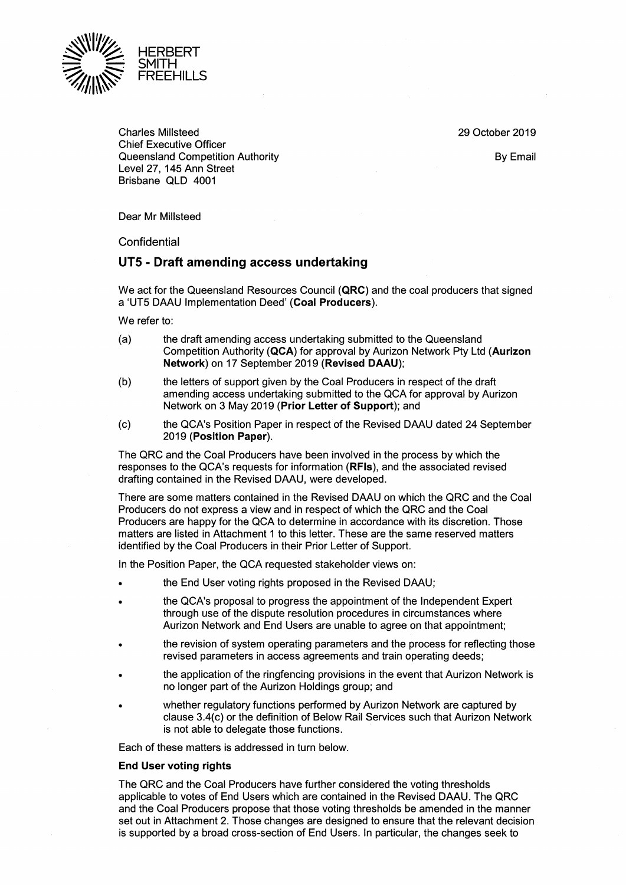HERBERT SMITH FREEHILLS

Charles Millsteed
Chief Executive Officer
Queensland Competition Authority
Level 27, 145 Ann Street
Brisbane QLD 4001

29 October 2019

By Email

Dear Mr Millsteed

Confidential

## UT5 - Draft amending access undertaking

We act for the Queensland Resources Council (**QRC**) and the coal producers that signed a 'UT5 DAAU Implementation Deed' (**Coal Producers**).

We refer to:

(a) the draft amending access undertaking submitted to the Queensland Competition Authority (**QCA**) for approval by Aurizon Network Pty Ltd (**Aurizon Network**) on 17 September 2019 (**Revised DAAU**);

(b) the letters of support given by the Coal Producers in respect of the draft amending access undertaking submitted to the QCA for approval by Aurizon Network on 3 May 2019 (**Prior Letter of Support**); and

(c) the QCA's Position Paper in respect of the Revised DAAU dated 24 September 2019 (**Position Paper**).

The QRC and the Coal Producers have been involved in the process by which the responses to the QCA's requests for information (**RFIs**), and the associated revised drafting contained in the Revised DAAU, were developed.

There are some matters contained in the Revised DAAU on which the QRC and the Coal Producers do not express a view and in respect of which the QRC and the Coal Producers are happy for the QCA to determine in accordance with its discretion. Those matters are listed in Attachment 1 to this letter. These are the same reserved matters identified by the Coal Producers in their Prior Letter of Support.

In the Position Paper, the QCA requested stakeholder views on:

- the End User voting rights proposed in the Revised DAAU;
- the QCA's proposal to progress the appointment of the Independent Expert through use of the dispute resolution procedures in circumstances where Aurizon Network and End Users are unable to agree on that appointment;
- the revision of system operating parameters and the process for reflecting those revised parameters in access agreements and train operating deeds;
- the application of the ringfencing provisions in the event that Aurizon Network is no longer part of the Aurizon Holdings group; and
- whether regulatory functions performed by Aurizon Network are captured by clause 3.4(c) or the definition of Below Rail Services such that Aurizon Network is not able to delegate those functions.

Each of these matters is addressed in turn below.

**End User voting rights**

The QRC and the Coal Producers have further considered the voting thresholds applicable to votes of End Users which are contained in the Revised DAAU. The QRC and the Coal Producers propose that those voting thresholds be amended in the manner set out in Attachment 2. Those changes are designed to ensure that the relevant decision is supported by a broad cross-section of End Users. In particular, the changes seek to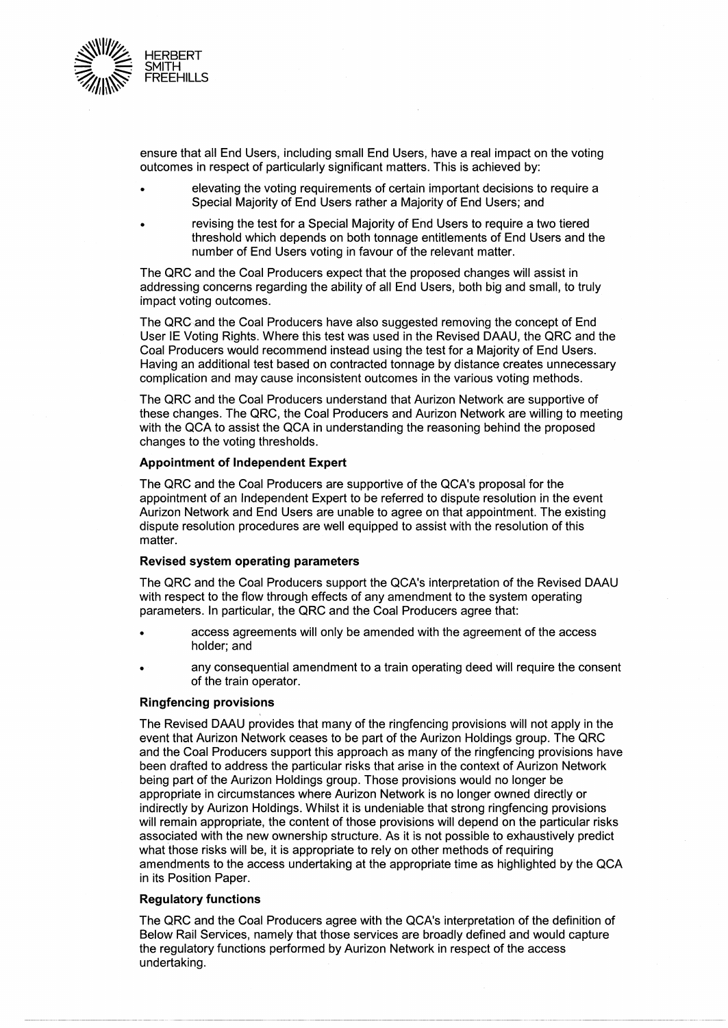ensure that all End Users, including small End Users, have a real impact on the voting outcomes in respect of particularly significant matters. This is achieved by:

- elevating the voting requirements of certain important decisions to require a Special Majority of End Users rather a Majority of End Users; and
- revising the test for a Special Majority of End Users to require a two tiered threshold which depends on both tonnage entitlements of End Users and the number of End Users voting in favour of the relevant matter.

The QRC and the Coal Producers expect that the proposed changes will assist in addressing concerns regarding the ability of all End Users, both big and small, to truly impact voting outcomes.

The QRC and the Coal Producers have also suggested removing the concept of End User IE Voting Rights. Where this test was used in the Revised DAAU, the QRC and the Coal Producers would recommend instead using the test for a Majority of End Users. Having an additional test based on contracted tonnage by distance creates unnecessary complication and may cause inconsistent outcomes in the various voting methods.

The QRC and the Coal Producers understand that Aurizon Network are supportive of these changes. The QRC, the Coal Producers and Aurizon Network are willing to meeting with the QCA to assist the QCA in understanding the reasoning behind the proposed changes to the voting thresholds.

**Appointment of Independent Expert**

The QRC and the Coal Producers are supportive of the QCA's proposal for the appointment of an Independent Expert to be referred to dispute resolution in the event Aurizon Network and End Users are unable to agree on that appointment. The existing dispute resolution procedures are well equipped to assist with the resolution of this matter.

**Revised system operating parameters**

The QRC and the Coal Producers support the QCA's interpretation of the Revised DAAU with respect to the flow through effects of any amendment to the system operating parameters. In particular, the QRC and the Coal Producers agree that:

- access agreements will only be amended with the agreement of the access holder; and
- any consequential amendment to a train operating deed will require the consent of the train operator.

**Ringfencing provisions**

The Revised DAAU provides that many of the ringfencing provisions will not apply in the event that Aurizon Network ceases to be part of the Aurizon Holdings group. The QRC and the Coal Producers support this approach as many of the ringfencing provisions have been drafted to address the particular risks that arise in the context of Aurizon Network being part of the Aurizon Holdings group. Those provisions would no longer be appropriate in circumstances where Aurizon Network is no longer owned directly or indirectly by Aurizon Holdings. Whilst it is undeniable that strong ringfencing provisions will remain appropriate, the content of those provisions will depend on the particular risks associated with the new ownership structure. As it is not possible to exhaustively predict what those risks will be, it is appropriate to rely on other methods of requiring amendments to the access undertaking at the appropriate time as highlighted by the QCA in its Position Paper.

**Regulatory functions**

The QRC and the Coal Producers agree with the QCA's interpretation of the definition of Below Rail Services, namely that those services are broadly defined and would capture the regulatory functions performed by Aurizon Network in respect of the access undertaking.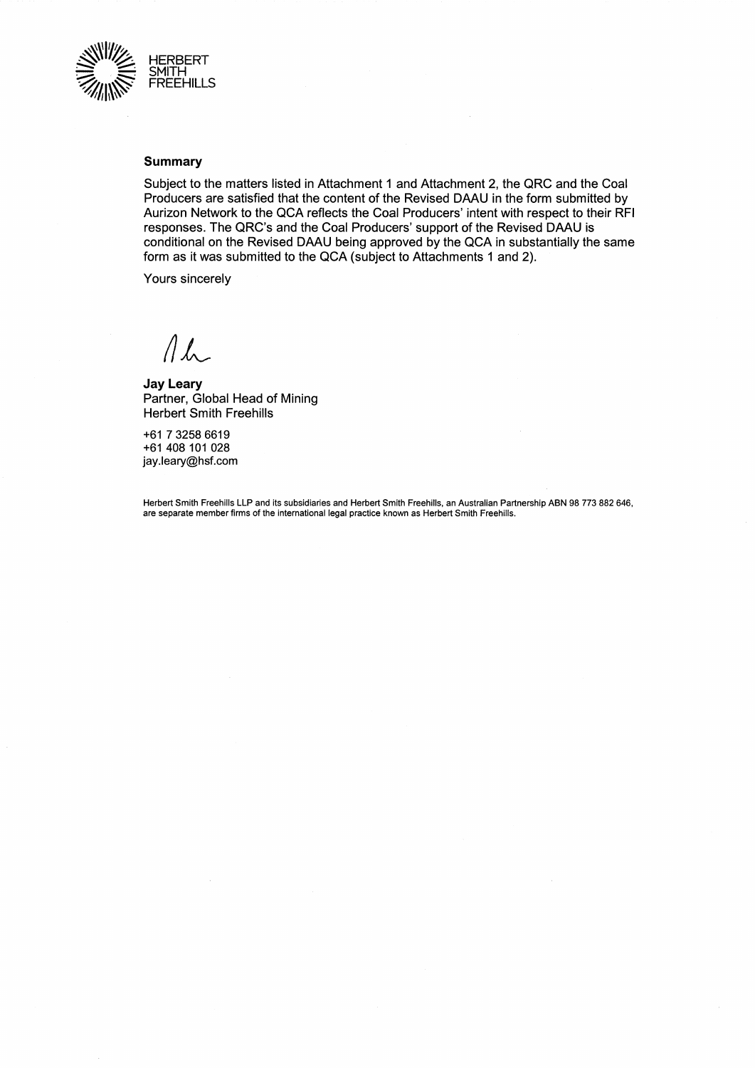HERBERT
SMITH
FREEHILLS

**Summary**

Subject to the matters listed in Attachment 1 and Attachment 2, the QRC and the Coal Producers are satisfied that the content of the Revised DAAU in the form submitted by Aurizon Network to the QCA reflects the Coal Producers' intent with respect to their RFI responses. The QRC's and the Coal Producers' support of the Revised DAAU is conditional on the Revised DAAU being approved by the QCA in substantially the same form as it was submitted to the QCA (subject to Attachments 1 and 2).

Yours sincerely

**Jay Leary**
Partner, Global Head of Mining
Herbert Smith Freehills

+61 7 3258 6619
+61 408 101 028
jay.leary@hsf.com

Herbert Smith Freehills LLP and its subsidiaries and Herbert Smith Freehills, an Australian Partnership ABN 98 773 882 646, are separate member firms of the international legal practice known as Herbert Smith Freehills.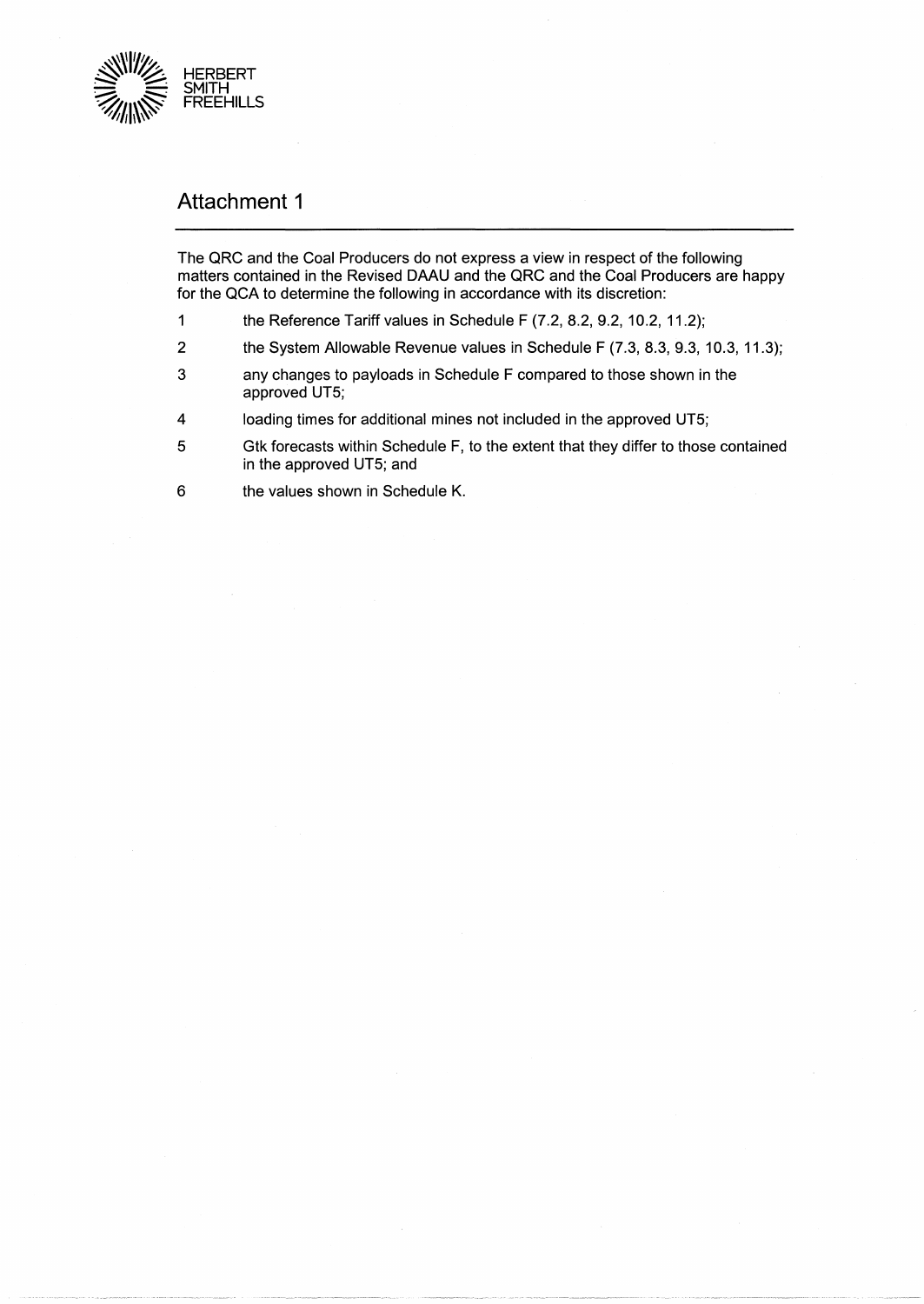# Attachment 1

The QRC and the Coal Producers do not express a view in respect of the following matters contained in the Revised DAAU and the QRC and the Coal Producers are happy for the QCA to determine the following in accordance with its discretion:

1. the Reference Tariff values in Schedule F (7.2, 8.2, 9.2, 10.2, 11.2);
2. the System Allowable Revenue values in Schedule F (7.3, 8.3, 9.3, 10.3, 11.3);
3. any changes to payloads in Schedule F compared to those shown in the approved UT5;
4. loading times for additional mines not included in the approved UT5;
5. Gtk forecasts within Schedule F, to the extent that they differ to those contained in the approved UT5; and
6. the values shown in Schedule K.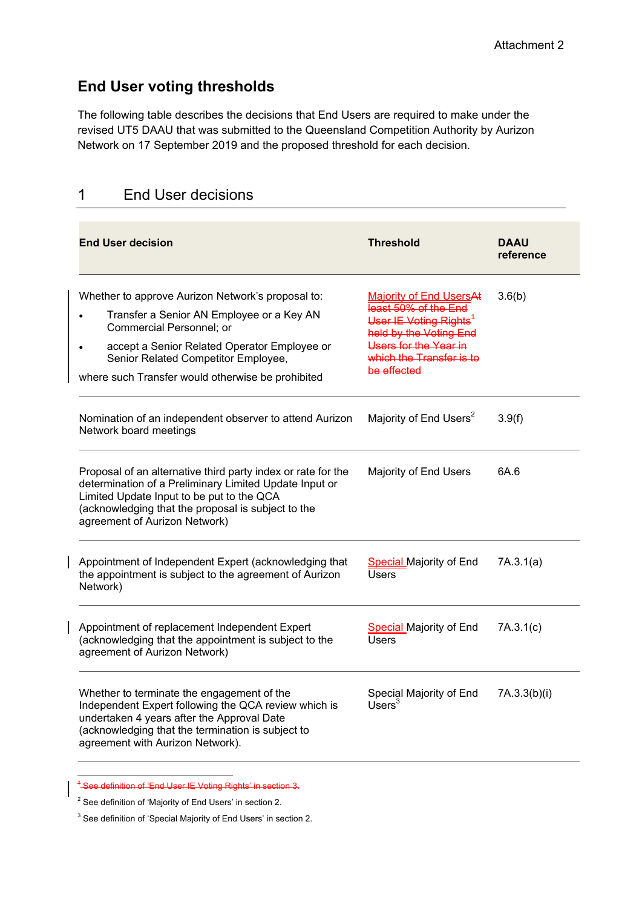Attachment 2

## End User voting thresholds

The following table describes the decisions that End Users are required to make under the revised UT5 DAAU that was submitted to the Queensland Competition Authority by Aurizon Network on 17 September 2019 and the proposed threshold for each decision.

## 1 End User decisions

| End User decision | Threshold | DAAU reference |
|---|---|---|
| Whether to approve Aurizon Network's proposal to:<br>• Transfer a Senior AN Employee or a Key AN Commercial Personnel; or<br>• accept a Senior Related Operator Employee or Senior Related Competitor Employee,<br>where such Transfer would otherwise be prohibited | Majority of End Users~~At least 50% of the End User IE Voting Rights[1] held by the Voting End Users for the Year in which the Transfer is to be effected~~ | 3.6(b) |
| Nomination of an independent observer to attend Aurizon Network board meetings | Majority of End Users[2] | 3.9(f) |
| Proposal of an alternative third party index or rate for the determination of a Preliminary Limited Update Input or Limited Update Input to be put to the QCA (acknowledging that the proposal is subject to the agreement of Aurizon Network) | Majority of End Users | 6A.6 |
| Appointment of Independent Expert (acknowledging that the appointment is subject to the agreement of Aurizon Network) | Special Majority of End Users | 7A.3.1(a) |
| Appointment of replacement Independent Expert (acknowledging that the appointment is subject to the agreement of Aurizon Network) | Special Majority of End Users | 7A.3.1(c) |
| Whether to terminate the engagement of the Independent Expert following the QCA review which is undertaken 4 years after the Approval Date (acknowledging that the termination is subject to agreement with Aurizon Network). | Special Majority of End Users[3] | 7A.3.3(b)(i) |

~~[1] See definition of 'End User IE Voting Rights' in section 3.~~

[2] See definition of 'Majority of End Users' in section 2.

[3] See definition of 'Special Majority of End Users' in section 2.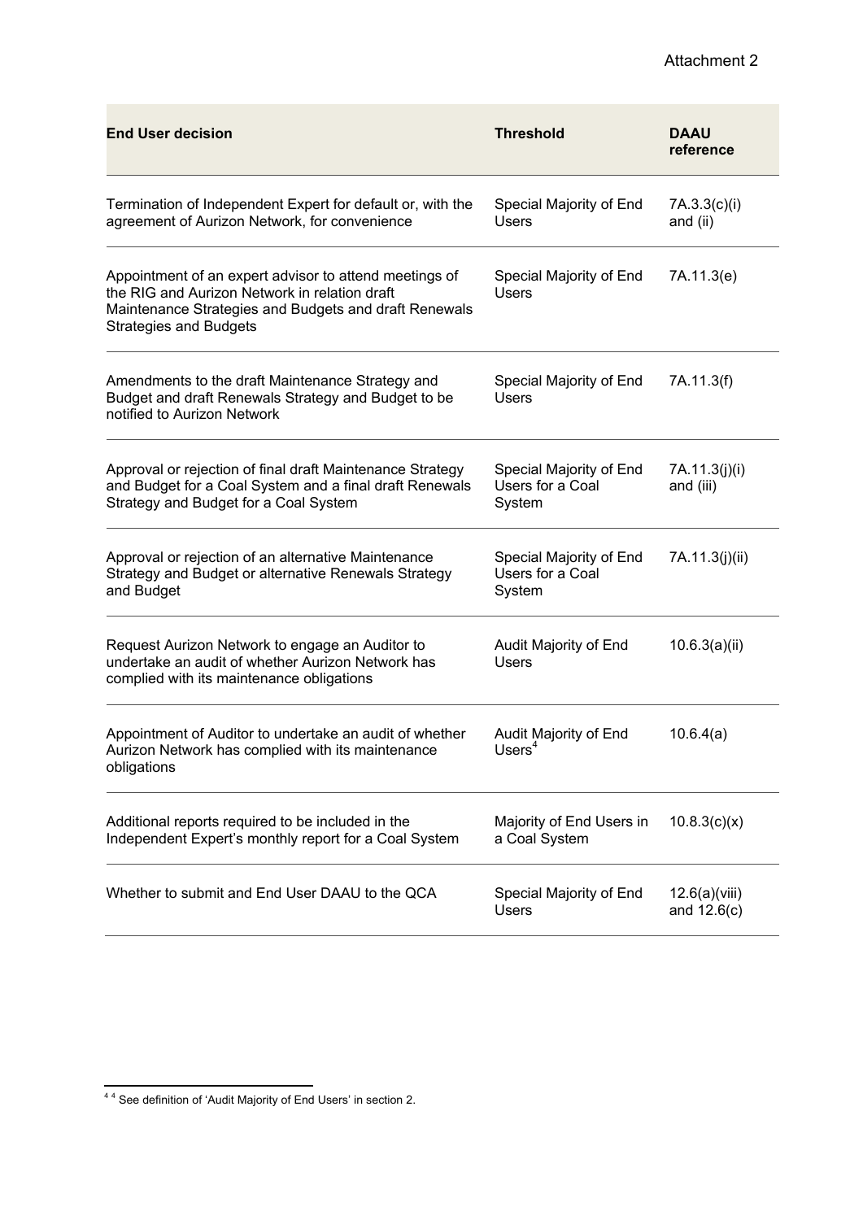Attachment 2

| End User decision | Threshold | DAAU reference |
| --- | --- | --- |
| Termination of Independent Expert for default or, with the agreement of Aurizon Network, for convenience | Special Majority of End Users | 7A.3.3(c)(i) and (ii) |
| Appointment of an expert advisor to attend meetings of the RIG and Aurizon Network in relation draft Maintenance Strategies and Budgets and draft Renewals Strategies and Budgets | Special Majority of End Users | 7A.11.3(e) |
| Amendments to the draft Maintenance Strategy and Budget and draft Renewals Strategy and Budget to be notified to Aurizon Network | Special Majority of End Users | 7A.11.3(f) |
| Approval or rejection of final draft Maintenance Strategy and Budget for a Coal System and a final draft Renewals Strategy and Budget for a Coal System | Special Majority of End Users for a Coal System | 7A.11.3(j)(i) and (iii) |
| Approval or rejection of an alternative Maintenance Strategy and Budget or alternative Renewals Strategy and Budget | Special Majority of End Users for a Coal System | 7A.11.3(j)(ii) |
| Request Aurizon Network to engage an Auditor to undertake an audit of whether Aurizon Network has complied with its maintenance obligations | Audit Majority of End Users | 10.6.3(a)(ii) |
| Appointment of Auditor to undertake an audit of whether Aurizon Network has complied with its maintenance obligations | Audit Majority of End Users[4] | 10.6.4(a) |
| Additional reports required to be included in the Independent Expert's monthly report for a Coal System | Majority of End Users in a Coal System | 10.8.3(c)(x) |
| Whether to submit and End User DAAU to the QCA | Special Majority of End Users | 12.6(a)(viii) and 12.6(c) |

[4] See definition of 'Audit Majority of End Users' in section 2.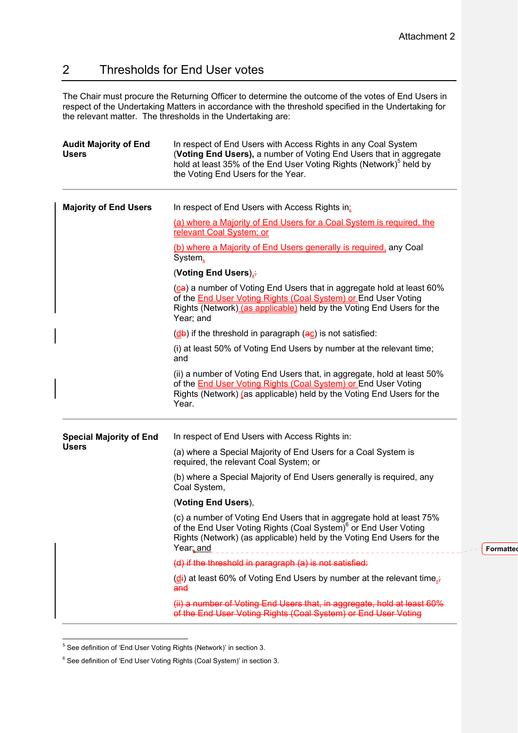## 2 Thresholds for End User votes

The Chair must procure the Returning Officer to determine the outcome of the votes of End Users in respect of the Undertaking Matters in accordance with the threshold specified in the Undertaking for the relevant matter. The thresholds in the Undertaking are:

| | |
|---|---|
| **Audit Majority of End Users** | In respect of End Users with Access Rights in any Coal System (**Voting End Users),** a number of Voting End Users that in aggregate hold at least 35% of the End User Voting Rights (Network)[5] held by the Voting End Users for the Year. |
| **Majority of End Users** | In respect of End Users with Access Rights in:<br><br>(a) where a Majority of End Users for a Coal System is required, the relevant Coal System; or<br><br>(b) where a Majority of End Users generally is required, any Coal System,<br><br>(**Voting End Users**),:<br><br>(ca) a number of Voting End Users that in aggregate hold at least 60% of the End User Voting Rights (Coal System) or End User Voting Rights (Network) (as applicable) held by the Voting End Users for the Year; and<br><br>(db) if the threshold in paragraph (ac) is not satisfied:<br><br>(i) at least 50% of Voting End Users by number at the relevant time; and<br><br>(ii) a number of Voting End Users that, in aggregate, hold at least 50% of the End User Voting Rights (Coal System) or End User Voting Rights (Network) (as applicable) held by the Voting End Users for the Year. |
| **Special Majority of End Users** | In respect of End Users with Access Rights in:<br><br>(a) where a Special Majority of End Users for a Coal System is required, the relevant Coal System; or<br><br>(b) where a Special Majority of End Users generally is required, any Coal System,<br><br>(**Voting End Users**),<br><br>(c) a number of Voting End Users that in aggregate hold at least 75% of the End User Voting Rights (Coal System)[6] or End User Voting Rights (Network) (as applicable) held by the Voting End Users for the Year;, and<br><br>~~(d) if the threshold in paragraph (a) is not satisfied:~~<br><br>(di) at least 60% of Voting End Users by number at the relevant time.; ~~and~~<br><br>~~(ii) a number of Voting End Users that, in aggregate, hold at least 60% of the End User Voting Rights (Coal System) or End User Voting~~ |

[5] See definition of 'End User Voting Rights (Network)' in section 3.

[6] See definition of 'End User Voting Rights (Coal System)' in section 3.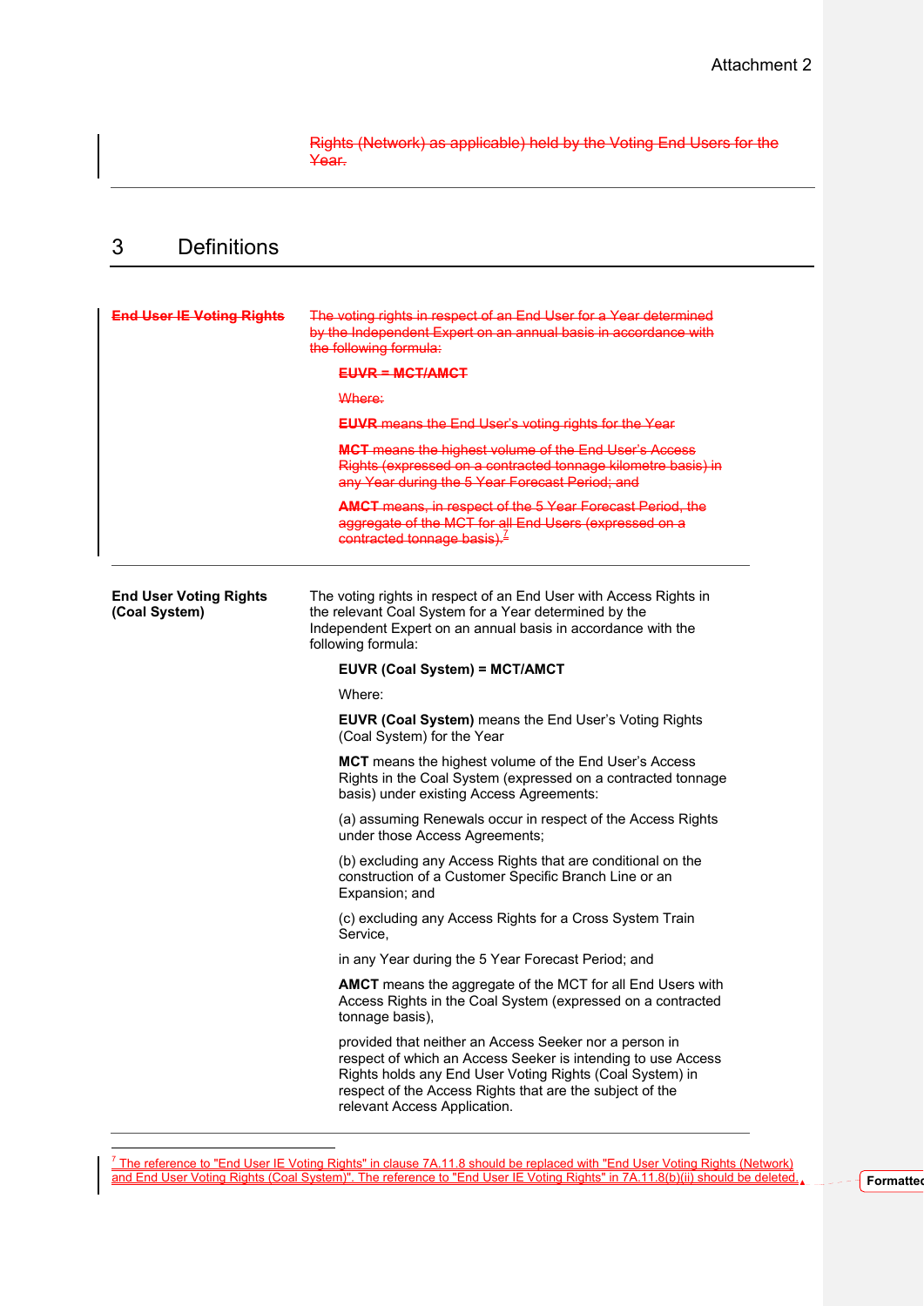Rights (Network) as applicable) held by the Voting End Users for the Year.

# 3 Definitions

| | |
|---|---|
| **End User IE Voting Rights** | The voting rights in respect of an End User for a Year determined by the Independent Expert on an annual basis in accordance with the following formula:<br><br>**EUVR = MCT/AMCT**<br><br>Where:<br><br>**EUVR** means the End User's voting rights for the Year<br><br>**MCT** means the highest volume of the End User's Access Rights (expressed on a contracted tonnage kilometre basis) in any Year during the 5 Year Forecast Period; and<br><br>**AMCT** means, in respect of the 5 Year Forecast Period, the aggregate of the MCT for all End Users (expressed on a contracted tonnage basis).[7] |
| **End User Voting Rights (Coal System)** | The voting rights in respect of an End User with Access Rights in the relevant Coal System for a Year determined by the Independent Expert on an annual basis in accordance with the following formula:<br><br>**EUVR (Coal System) = MCT/AMCT**<br><br>Where:<br><br>**EUVR (Coal System)** means the End User's Voting Rights (Coal System) for the Year<br><br>**MCT** means the highest volume of the End User's Access Rights in the Coal System (expressed on a contracted tonnage basis) under existing Access Agreements:<br><br>(a) assuming Renewals occur in respect of the Access Rights under those Access Agreements;<br><br>(b) excluding any Access Rights that are conditional on the construction of a Customer Specific Branch Line or an Expansion; and<br><br>(c) excluding any Access Rights for a Cross System Train Service,<br><br>in any Year during the 5 Year Forecast Period; and<br><br>**AMCT** means the aggregate of the MCT for all End Users with Access Rights in the Coal System (expressed on a contracted tonnage basis),<br><br>provided that neither an Access Seeker nor a person in respect of which an Access Seeker is intending to use Access Rights holds any End User Voting Rights (Coal System) in respect of the Access Rights that are the subject of the relevant Access Application. |

[7] The reference to "End User IE Voting Rights" in clause 7A.11.8 should be replaced with "End User Voting Rights (Network) and End User Voting Rights (Coal System)". The reference to "End User IE Voting Rights" in 7A.11.8(b)(ii) should be deleted.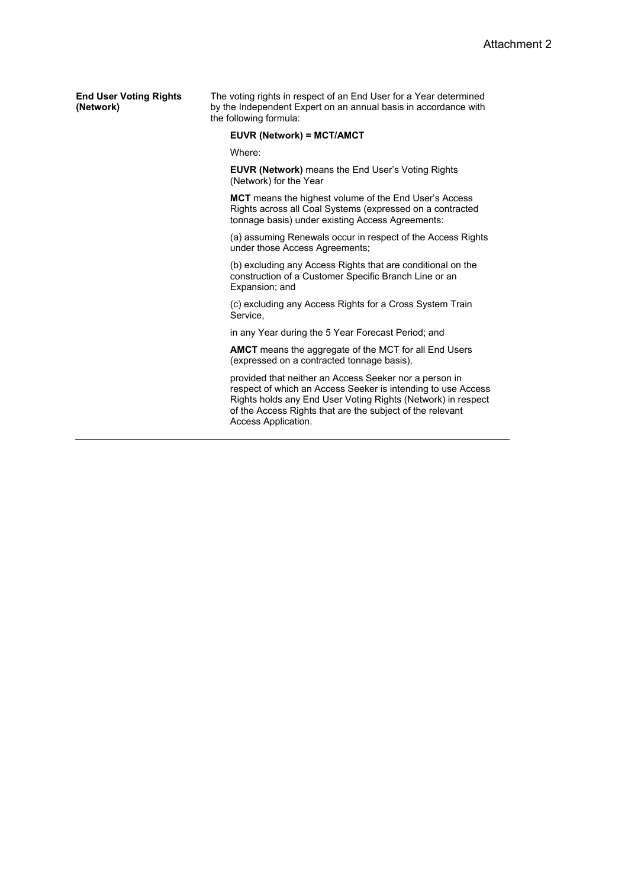**End User Voting Rights (Network)**

The voting rights in respect of an End User for a Year determined by the Independent Expert on an annual basis in accordance with the following formula:

**EUVR (Network) = MCT/AMCT**

Where:

**EUVR (Network)** means the End User's Voting Rights (Network) for the Year

**MCT** means the highest volume of the End User's Access Rights across all Coal Systems (expressed on a contracted tonnage basis) under existing Access Agreements:

(a) assuming Renewals occur in respect of the Access Rights under those Access Agreements;

(b) excluding any Access Rights that are conditional on the construction of a Customer Specific Branch Line or an Expansion; and

(c) excluding any Access Rights for a Cross System Train Service,

in any Year during the 5 Year Forecast Period; and

**AMCT** means the aggregate of the MCT for all End Users (expressed on a contracted tonnage basis),

provided that neither an Access Seeker nor a person in respect of which an Access Seeker is intending to use Access Rights holds any End User Voting Rights (Network) in respect of the Access Rights that are the subject of the relevant Access Application.